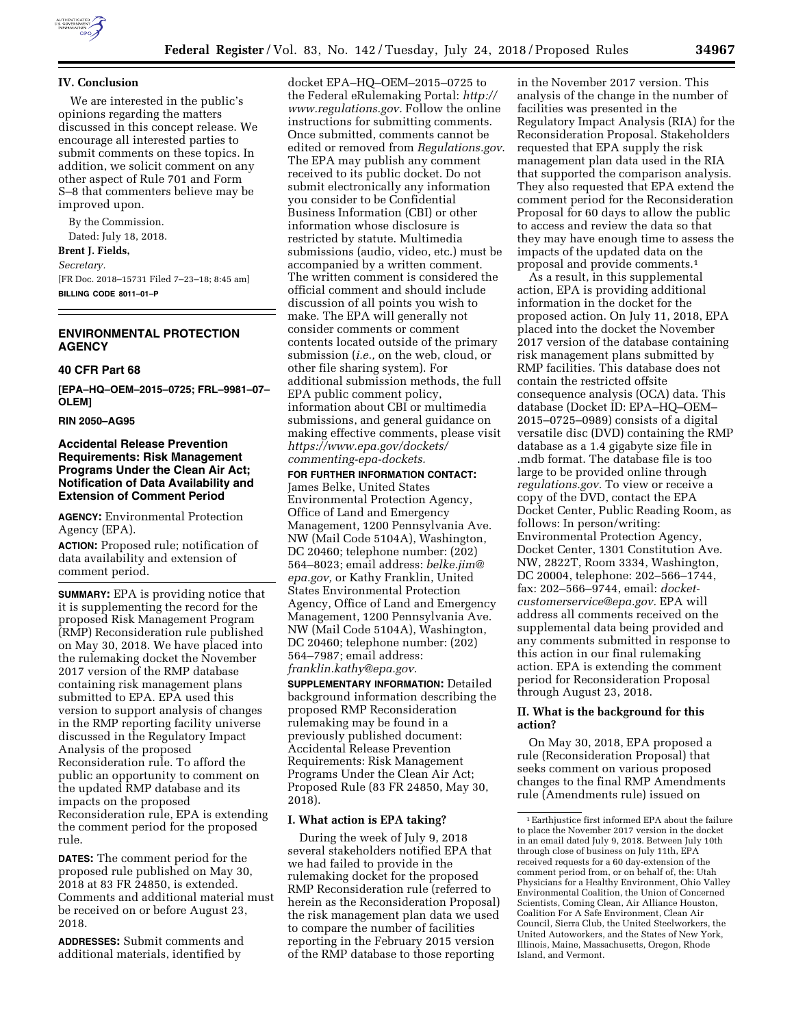## IV. Conclusion

We are interested in the public's opinions regarding the matters discussed in this concept release. We encourage all interested parties to submit comments on these topics. In addition, we solicit comment on any other aspect of Rule 701 and Form S–8 that commenters believe may be improved upon.

By the Commission.

Dated: July 18, 2018.

**Brent J. Fields,**

*Secretary.*

[FR Doc. 2018–15731 Filed 7–23–18; 8:45 am]

**BILLING CODE 8011–01–P**

---

## ENVIRONMENTAL PROTECTION AGENCY

### 40 CFR Part 68

**[EPA–HQ–OEM–2015–0725; FRL–9981–07–OLEM]**

**RIN 2050–AG95**

### Accidental Release Prevention Requirements: Risk Management Programs Under the Clean Air Act; Notification of Data Availability and Extension of Comment Period

**AGENCY:** Environmental Protection Agency (EPA).

**ACTION:** Proposed rule; notification of data availability and extension of comment period.

**SUMMARY:** EPA is providing notice that it is supplementing the record for the proposed Risk Management Program (RMP) Reconsideration rule published on May 30, 2018. We have placed into the rulemaking docket the November 2017 version of the RMP database containing risk management plans submitted to EPA. EPA used this version to support analysis of changes in the RMP reporting facility universe discussed in the Regulatory Impact Analysis of the proposed Reconsideration rule. To afford the public an opportunity to comment on the updated RMP database and its impacts on the proposed Reconsideration rule, EPA is extending the comment period for the proposed rule.

**DATES:** The comment period for the proposed rule published on May 30, 2018 at 83 FR 24850, is extended. Comments and additional material must be received on or before August 23, 2018.

**ADDRESSES:** Submit comments and additional materials, identified by docket EPA–HQ–OEM–2015–0725 to the Federal eRulemaking Portal: *http://www.regulations.gov.* Follow the online instructions for submitting comments. Once submitted, comments cannot be edited or removed from *Regulations.gov*. The EPA may publish any comment received to its public docket. Do not submit electronically any information you consider to be Confidential Business Information (CBI) or other information whose disclosure is restricted by statute. Multimedia submissions (audio, video, etc.) must be accompanied by a written comment. The written comment is considered the official comment and should include discussion of all points you wish to make. The EPA will generally not consider comments or comment contents located outside of the primary submission (*i.e.,* on the web, cloud, or other file sharing system). For additional submission methods, the full EPA public comment policy, information about CBI or multimedia submissions, and general guidance on making effective comments, please visit *https://www.epa.gov/dockets/commenting-epa-dockets.*

**FOR FURTHER INFORMATION CONTACT:** James Belke, United States Environmental Protection Agency, Office of Land and Emergency Management, 1200 Pennsylvania Ave. NW (Mail Code 5104A), Washington, DC 20460; telephone number: (202) 564–8023; email address: *belke.jim@epa.gov,* or Kathy Franklin, United States Environmental Protection Agency, Office of Land and Emergency Management, 1200 Pennsylvania Ave. NW (Mail Code 5104A), Washington, DC 20460; telephone number: (202) 564–7987; email address: *franklin.kathy@epa.gov.*

**SUPPLEMENTARY INFORMATION:** Detailed background information describing the proposed RMP Reconsideration rulemaking may be found in a previously published document: Accidental Release Prevention Requirements: Risk Management Programs Under the Clean Air Act; Proposed Rule (83 FR 24850, May 30, 2018).

### I. What action is EPA taking?

During the week of July 9, 2018 several stakeholders notified EPA that we had failed to provide in the rulemaking docket for the proposed RMP Reconsideration rule (referred to herein as the Reconsideration Proposal) the risk management plan data we used to compare the number of facilities reporting in the February 2015 version of the RMP database to those reporting in the November 2017 version. This analysis of the change in the number of facilities was presented in the Regulatory Impact Analysis (RIA) for the Reconsideration Proposal. Stakeholders requested that EPA supply the risk management plan data used in the RIA that supported the comparison analysis. They also requested that EPA extend the comment period for the Reconsideration Proposal for 60 days to allow the public to access and review the data so that they may have enough time to assess the impacts of the updated data on the proposal and provide comments.[1]

As a result, in this supplemental action, EPA is providing additional information in the docket for the proposed action. On July 11, 2018, EPA placed into the docket the November 2017 version of the database containing risk management plans submitted by RMP facilities. This database does not contain the restricted offsite consequence analysis (OCA) data. This database (Docket ID: EPA–HQ–OEM–2015–0725–0989) consists of a digital versatile disc (DVD) containing the RMP database as a 1.4 gigabyte size file in .mdb format. The database file is too large to be provided online through *regulations.gov.* To view or receive a copy of the DVD, contact the EPA Docket Center, Public Reading Room, as follows: In person/writing: Environmental Protection Agency, Docket Center, 1301 Constitution Ave. NW, 2822T, Room 3334, Washington, DC 20004, telephone: 202–566–1744, fax: 202–566–9744, email: *docket-customerservice@epa.gov.* EPA will address all comments received on the supplemental data being provided and any comments submitted in response to this action in our final rulemaking action. EPA is extending the comment period for Reconsideration Proposal through August 23, 2018.

### II. What is the background for this action?

On May 30, 2018, EPA proposed a rule (Reconsideration Proposal) that seeks comment on various proposed changes to the final RMP Amendments rule (Amendments rule) issued on

---

[1] Earthjustice first informed EPA about the failure to place the November 2017 version in the docket in an email dated July 9, 2018. Between July 10th through close of business on July 11th, EPA received requests for a 60 day-extension of the comment period from, or on behalf of, the: Utah Physicians for a Healthy Environment, Ohio Valley Environmental Coalition, the Union of Concerned Scientists, Coming Clean, Air Alliance Houston, Coalition For A Safe Environment, Clean Air Council, Sierra Club, the United Steelworkers, the United Autoworkers, and the States of New York, Illinois, Maine, Massachusetts, Oregon, Rhode Island, and Vermont.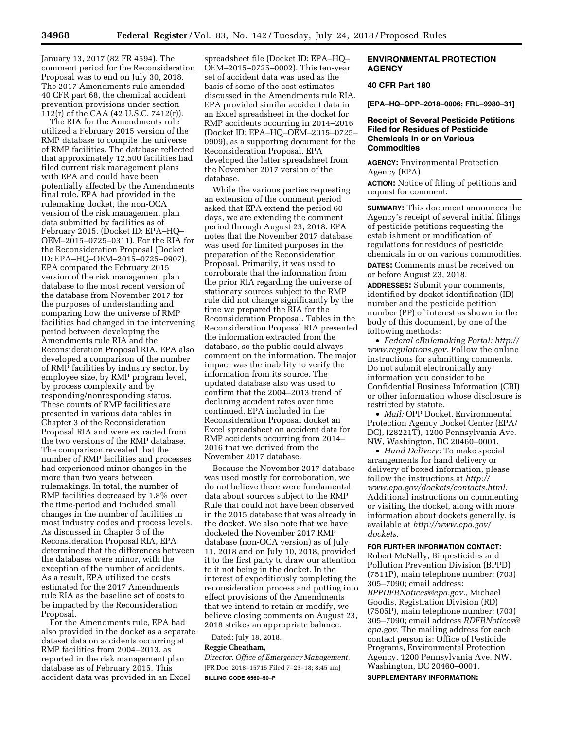January 13, 2017 (82 FR 4594). The comment period for the Reconsideration Proposal was to end on July 30, 2018. The 2017 Amendments rule amended 40 CFR part 68, the chemical accident prevention provisions under section 112(r) of the CAA (42 U.S.C. 7412(r)).

The RIA for the Amendments rule utilized a February 2015 version of the RMP database to compile the universe of RMP facilities. The database reflected that approximately 12,500 facilities had filed current risk management plans with EPA and could have been potentially affected by the Amendments final rule. EPA had provided in the rulemaking docket, the non-OCA version of the risk management plan data submitted by facilities as of February 2015. (Docket ID: EPA–HQ–OEM–2015–0725–0311). For the RIA for the Reconsideration Proposal (Docket ID: EPA–HQ–OEM–2015–0725–0907), EPA compared the February 2015 version of the risk management plan database to the most recent version of the database from November 2017 for the purposes of understanding and comparing how the universe of RMP facilities had changed in the intervening period between developing the Amendments rule RIA and the Reconsideration Proposal RIA. EPA also developed a comparison of the number of RMP facilities by industry sector, by employee size, by RMP program level, by process complexity and by responding/nonresponding status. These counts of RMP facilities are presented in various data tables in Chapter 3 of the Reconsideration Proposal RIA and were extracted from the two versions of the RMP database. The comparison revealed that the number of RMP facilities and processes had experienced minor changes in the more than two years between rulemakings. In total, the number of RMP facilities decreased by 1.8% over the time-period and included small changes in the number of facilities in most industry codes and process levels. As discussed in Chapter 3 of the Reconsideration Proposal RIA, EPA determined that the differences between the databases were minor, with the exception of the number of accidents. As a result, EPA utilized the costs estimated for the 2017 Amendments rule RIA as the baseline set of costs to be impacted by the Reconsideration Proposal.

For the Amendments rule, EPA had also provided in the docket as a separate dataset data on accidents occurring at RMP facilities from 2004–2013, as reported in the risk management plan database as of February 2015. This accident data was provided in an Excel spreadsheet file (Docket ID: EPA–HQ–OEM–2015–0725–0002). This ten-year set of accident data was used as the basis of some of the cost estimates discussed in the Amendments rule RIA. EPA provided similar accident data in an Excel spreadsheet in the docket for RMP accidents occurring in 2014–2016 (Docket ID: EPA–HQ–OEM–2015–0725–0909), as a supporting document for the Reconsideration Proposal. EPA developed the latter spreadsheet from the November 2017 version of the database.

While the various parties requesting an extension of the comment period asked that EPA extend the period 60 days, we are extending the comment period through August 23, 2018. EPA notes that the November 2017 database was used for limited purposes in the preparation of the Reconsideration Proposal. Primarily, it was used to corroborate that the information from the prior RIA regarding the universe of stationary sources subject to the RMP rule did not change significantly by the time we prepared the RIA for the Reconsideration Proposal. Tables in the Reconsideration Proposal RIA presented the information extracted from the database, so the public could always comment on the information. The major impact was the inability to verify the information from its source. The updated database also was used to confirm that the 2004–2013 trend of declining accident rates over time continued. EPA included in the Reconsideration Proposal docket an Excel spreadsheet on accident data for RMP accidents occurring from 2014–2016 that we derived from the November 2017 database.

Because the November 2017 database was used mostly for corroboration, we do not believe there were fundamental data about sources subject to the RMP Rule that could not have been observed in the 2015 database that was already in the docket. We also note that we have docketed the November 2017 RMP database (non-OCA version) as of July 11, 2018 and on July 10, 2018, provided it to the first party to draw our attention to it not being in the docket. In the interest of expeditiously completing the reconsideration process and putting into effect provisions of the Amendments that we intend to retain or modify, we believe closing comments on August 23, 2018 strikes an appropriate balance.

Dated: July 18, 2018.

**Reggie Cheatham,**

*Director, Office of Emergency Management.*

[FR Doc. 2018–15715 Filed 7–23–18; 8:45 am]

**BILLING CODE 6560–50–P**

## ENVIRONMENTAL PROTECTION AGENCY

### 40 CFR Part 180

**[EPA–HQ–OPP–2018–0006; FRL–9980–31]**

### Receipt of Several Pesticide Petitions Filed for Residues of Pesticide Chemicals in or on Various Commodities

**AGENCY:** Environmental Protection Agency (EPA).

**ACTION:** Notice of filing of petitions and request for comment.

**SUMMARY:** This document announces the Agency's receipt of several initial filings of pesticide petitions requesting the establishment or modification of regulations for residues of pesticide chemicals in or on various commodities.

**DATES:** Comments must be received on or before August 23, 2018.

**ADDRESSES:** Submit your comments, identified by docket identification (ID) number and the pesticide petition number (PP) of interest as shown in the body of this document, by one of the following methods:

- *Federal eRulemaking Portal: http://www.regulations.gov.* Follow the online instructions for submitting comments. Do not submit electronically any information you consider to be Confidential Business Information (CBI) or other information whose disclosure is restricted by statute.
- *Mail:* OPP Docket, Environmental Protection Agency Docket Center (EPA/DC), (28221T), 1200 Pennsylvania Ave. NW, Washington, DC 20460–0001.
- *Hand Delivery:* To make special arrangements for hand delivery or delivery of boxed information, please follow the instructions at *http://www.epa.gov/dockets/contacts.html.* Additional instructions on commenting or visiting the docket, along with more information about dockets generally, is available at *http://www.epa.gov/dockets.*

**FOR FURTHER INFORMATION CONTACT:** Robert McNally, Biopesticides and Pollution Prevention Division (BPPD) (7511P), main telephone number: (703) 305–7090; email address: *BPPDFRNotices@epa.gov.,* Michael Goodis, Registration Division (RD) (7505P), main telephone number: (703) 305–7090; email address *RDFRNotices@epa.gov.* The mailing address for each contact person is: Office of Pesticide Programs, Environmental Protection Agency, 1200 Pennsylvania Ave. NW, Washington, DC 20460–0001.

**SUPPLEMENTARY INFORMATION:**